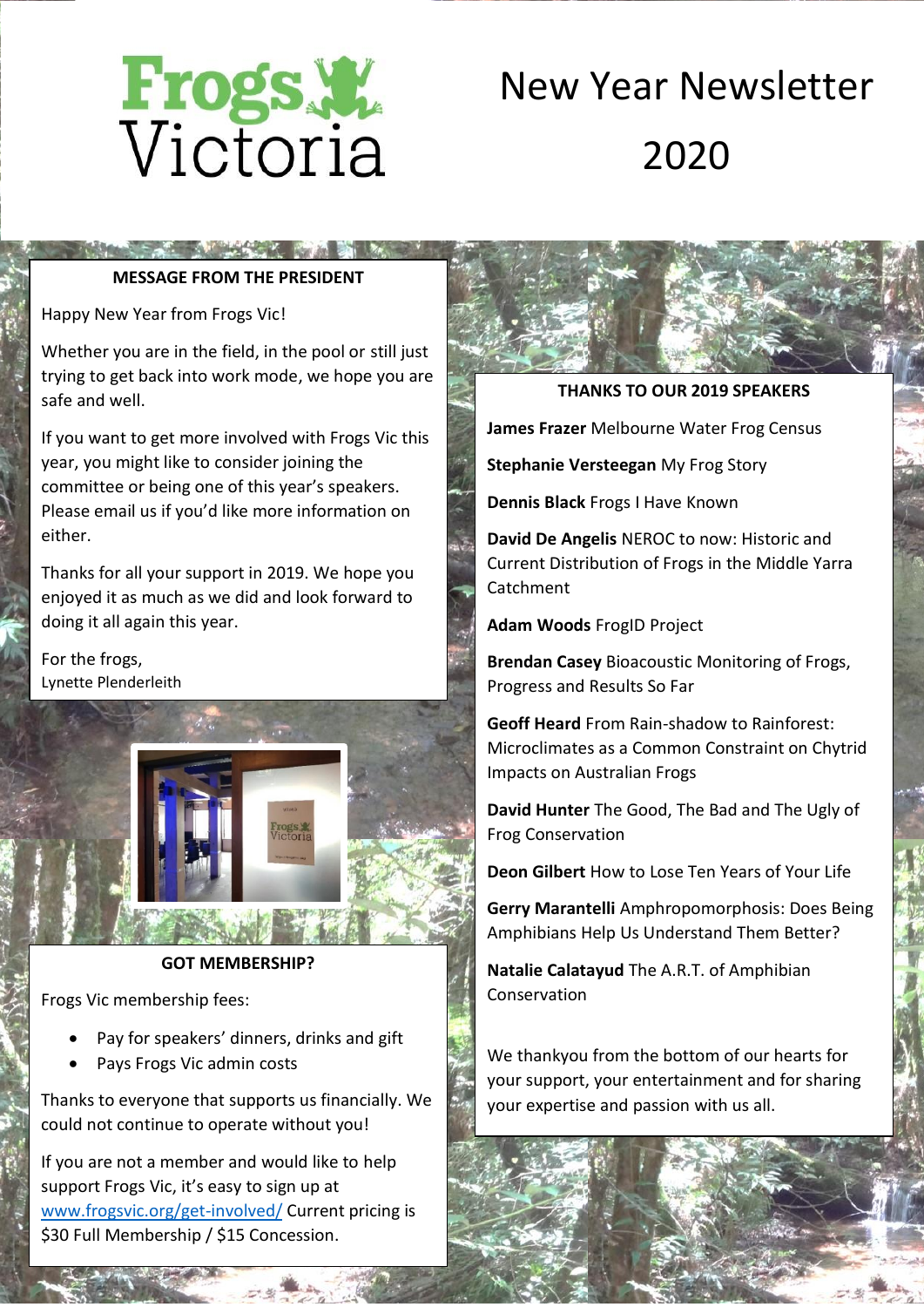# Frogs Victoria

# New Year Newsletter 2020

## MESSAGE FROM THE PRESIDENT

Happy New Year from Frogs Vic!

Whether you are in the field, in the pool or still just trying to get back into work mode, we hope you are safe and well.

If you want to get more involved with Frogs Vic this year, you might like to consider joining the committee or being one of this year's speakers. Please email us if you'd like more information on either.

Thanks for all your support in 2019. We hope you enjoyed it as much as we did and look forward to doing it all again this year.

For the frogs,
Lynette Plenderleith

## GOT MEMBERSHIP?

Frogs Vic membership fees:

- Pay for speakers' dinners, drinks and gift
- Pays Frogs Vic admin costs

Thanks to everyone that supports us financially. We could not continue to operate without you!

If you are not a member and would like to help support Frogs Vic, it's easy to sign up at [www.frogsvic.org/get-involved/](http://www.frogsvic.org/get-involved/) Current pricing is $30 Full Membership / $15 Concession.

## THANKS TO OUR 2019 SPEAKERS

**James Frazer** Melbourne Water Frog Census

**Stephanie Versteegan** My Frog Story

**Dennis Black** Frogs I Have Known

**David De Angelis** NEROC to now: Historic and Current Distribution of Frogs in the Middle Yarra Catchment

**Adam Woods** FrogID Project

**Brendan Casey** Bioacoustic Monitoring of Frogs, Progress and Results So Far

**Geoff Heard** From Rain-shadow to Rainforest: Microclimates as a Common Constraint on Chytrid Impacts on Australian Frogs

**David Hunter** The Good, The Bad and The Ugly of Frog Conservation

**Deon Gilbert** How to Lose Ten Years of Your Life

**Gerry Marantelli** Amphropomorphosis: Does Being Amphibians Help Us Understand Them Better?

**Natalie Calatayud** The A.R.T. of Amphibian Conservation

We thankyou from the bottom of our hearts for your support, your entertainment and for sharing your expertise and passion with us all.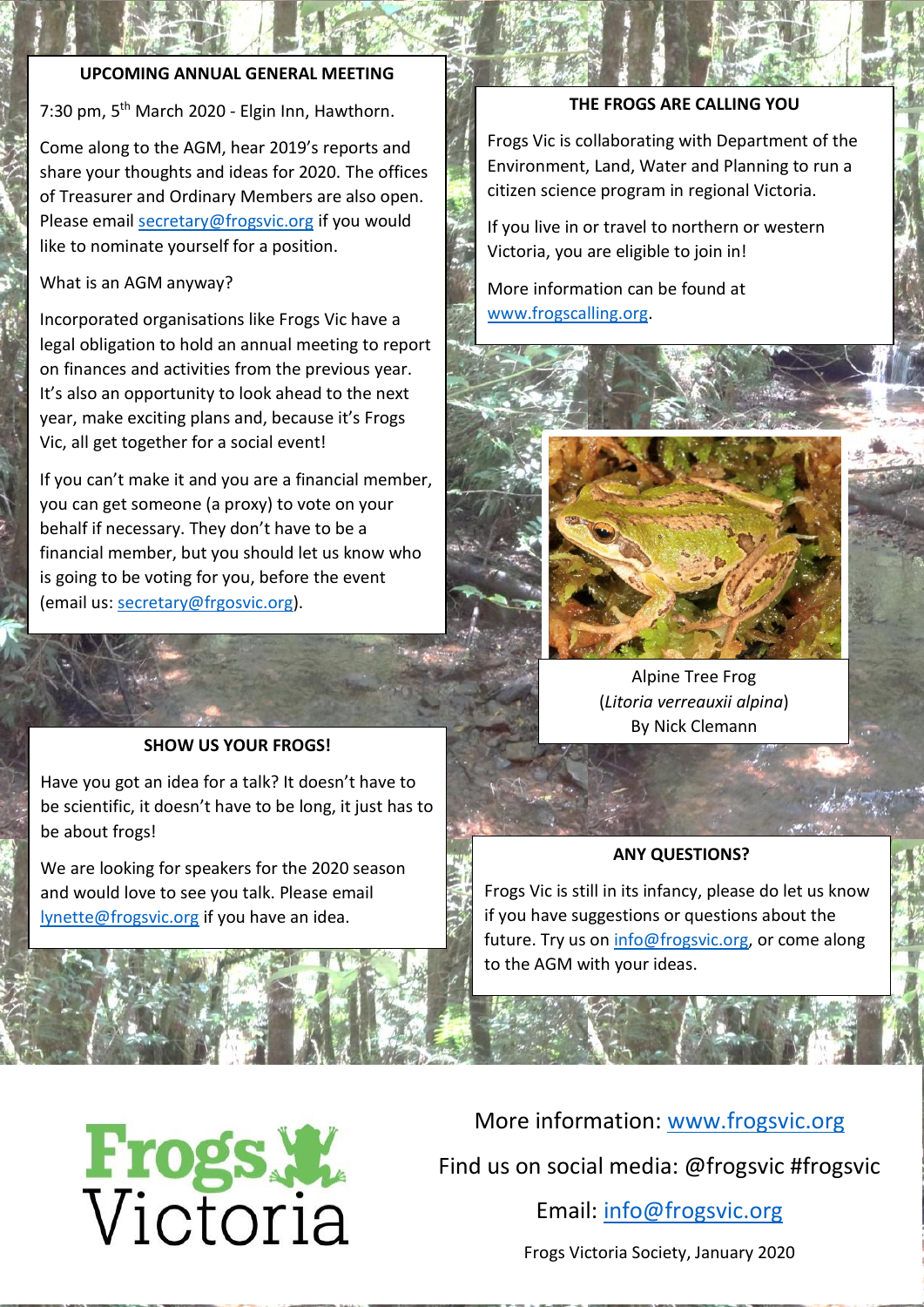## UPCOMING ANNUAL GENERAL MEETING

7:30 pm, 5th March 2020 - Elgin Inn, Hawthorn.

Come along to the AGM, hear 2019's reports and share your thoughts and ideas for 2020. The offices of Treasurer and Ordinary Members are also open. Please email secretary@frogsvic.org if you would like to nominate yourself for a position.

What is an AGM anyway?

Incorporated organisations like Frogs Vic have a legal obligation to hold an annual meeting to report on finances and activities from the previous year. It's also an opportunity to look ahead to the next year, make exciting plans and, because it's Frogs Vic, all get together for a social event!

If you can't make it and you are a financial member, you can get someone (a proxy) to vote on your behalf if necessary. They don't have to be a financial member, but you should let us know who is going to be voting for you, before the event (email us: secretary@frgosvic.org).

## SHOW US YOUR FROGS!

Have you got an idea for a talk? It doesn't have to be scientific, it doesn't have to be long, it just has to be about frogs!

We are looking for speakers for the 2020 season and would love to see you talk. Please email lynette@frogsvic.org if you have an idea.

## THE FROGS ARE CALLING YOU

Frogs Vic is collaborating with Department of the Environment, Land, Water and Planning to run a citizen science program in regional Victoria.

If you live in or travel to northern or western Victoria, you are eligible to join in!

More information can be found at www.frogscalling.org.

Alpine Tree Frog
(*Litoria verreauxii alpina*)
By Nick Clemann

## ANY QUESTIONS?

Frogs Vic is still in its infancy, please do let us know if you have suggestions or questions about the future. Try us on info@frogsvic.org, or come along to the AGM with your ideas.

Frogs Victoria

More information: www.frogsvic.org

Find us on social media: @frogsvic #frogsvic

Email: info@frogsvic.org

Frogs Victoria Society, January 2020